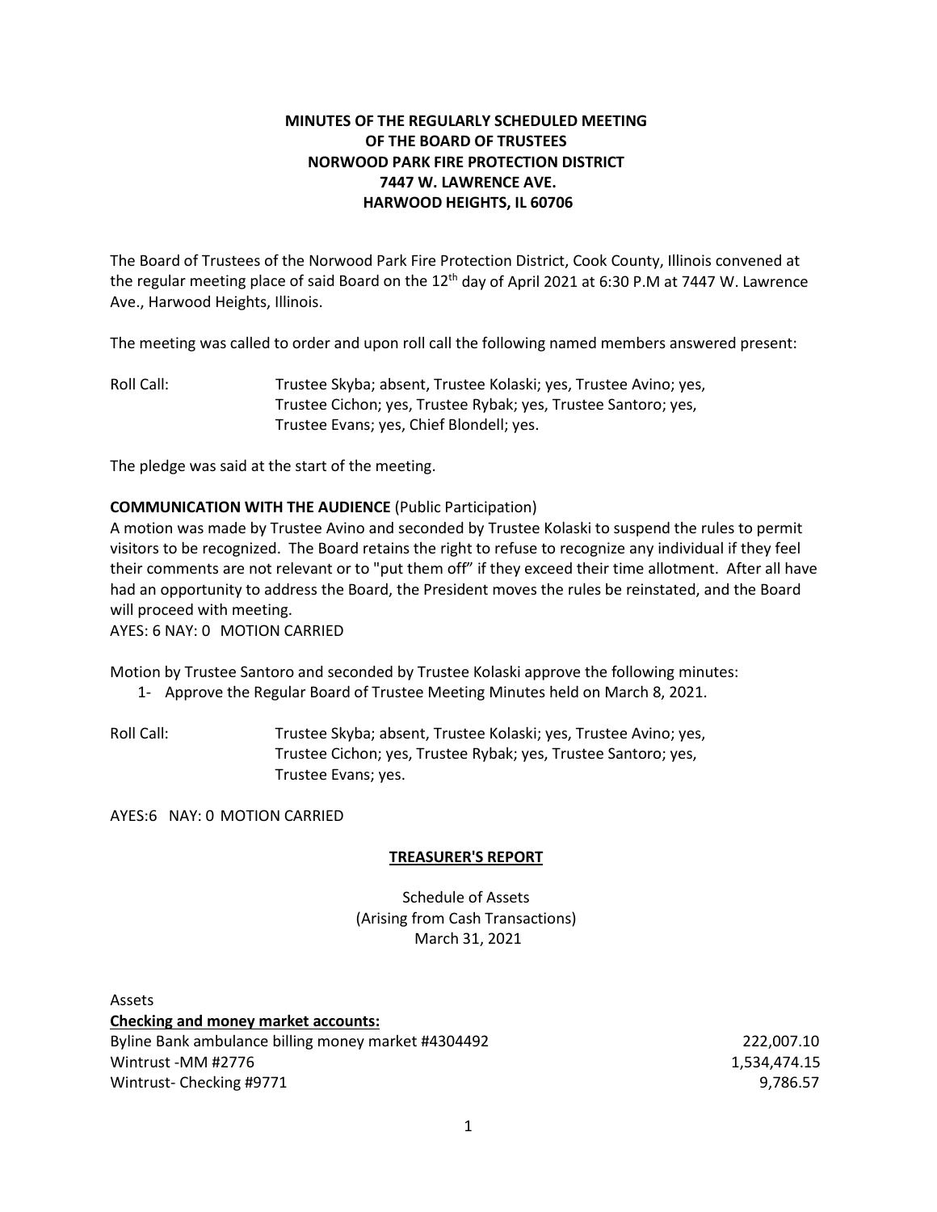**MINUTES OF THE REGULARLY SCHEDULED MEETING OF THE BOARD OF TRUSTEES NORWOOD PARK FIRE PROTECTION DISTRICT 7447 W. LAWRENCE AVE. HARWOOD HEIGHTS, IL 60706**

The Board of Trustees of the Norwood Park Fire Protection District, Cook County, Illinois convened at the regular meeting place of said Board on the 12th day of April 2021 at 6:30 P.M at 7447 W. Lawrence Ave., Harwood Heights, Illinois.

The meeting was called to order and upon roll call the following named members answered present:

Roll Call: Trustee Skyba; absent, Trustee Kolaski; yes, Trustee Avino; yes, Trustee Cichon; yes, Trustee Rybak; yes, Trustee Santoro; yes, Trustee Evans; yes, Chief Blondell; yes.

The pledge was said at the start of the meeting.

**COMMUNICATION WITH THE AUDIENCE** (Public Participation)

A motion was made by Trustee Avino and seconded by Trustee Kolaski to suspend the rules to permit visitors to be recognized. The Board retains the right to refuse to recognize any individual if they feel their comments are not relevant or to "put them off" if they exceed their time allotment. After all have had an opportunity to address the Board, the President moves the rules be reinstated, and the Board will proceed with meeting.

AYES: 6 NAY: 0 MOTION CARRIED

Motion by Trustee Santoro and seconded by Trustee Kolaski approve the following minutes:

1- Approve the Regular Board of Trustee Meeting Minutes held on March 8, 2021.

Roll Call: Trustee Skyba; absent, Trustee Kolaski; yes, Trustee Avino; yes, Trustee Cichon; yes, Trustee Rybak; yes, Trustee Santoro; yes, Trustee Evans; yes.

AYES:6 NAY: 0 MOTION CARRIED

**TREASURER'S REPORT**

Schedule of Assets
(Arising from Cash Transactions)
March 31, 2021

Assets

**Checking and money market accounts:**

| | |
|---|---:|
| Byline Bank ambulance billing money market #4304492 | 222,007.10 |
| Wintrust -MM #2776 | 1,534,474.15 |
| Wintrust- Checking #9771 | 9,786.57 |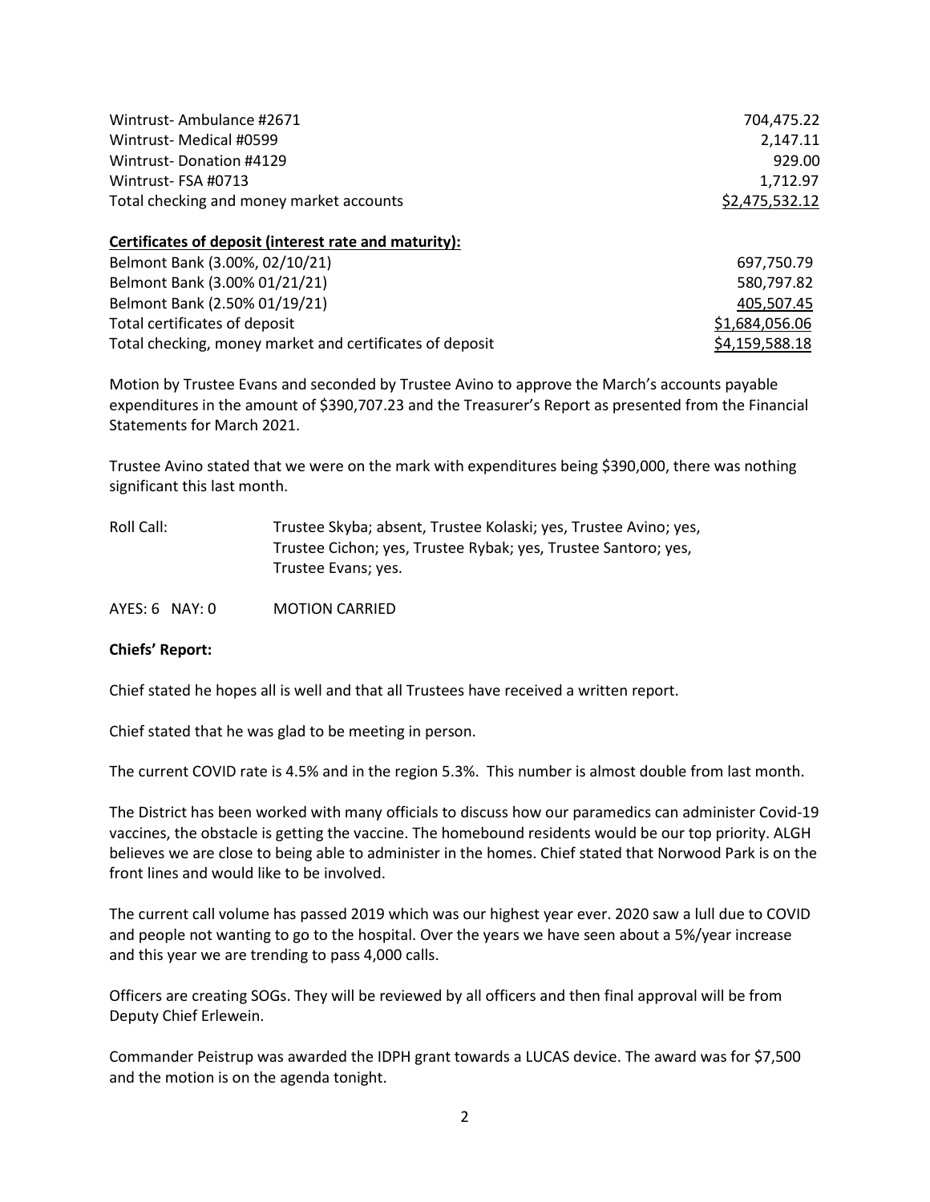| | |
|---|---|
| Wintrust- Ambulance #2671 | 704,475.22 |
| Wintrust- Medical #0599 | 2,147.11 |
| Wintrust- Donation #4129 | 929.00 |
| Wintrust- FSA #0713 | 1,712.97 |
| Total checking and money market accounts | $2,475,532.12 |

**Certificates of deposit (interest rate and maturity):**

| | |
|---|---|
| Belmont Bank (3.00%, 02/10/21) | 697,750.79 |
| Belmont Bank (3.00% 01/21/21) | 580,797.82 |
| Belmont Bank (2.50% 01/19/21) | 405,507.45 |
| Total certificates of deposit | $1,684,056.06 |
| Total checking, money market and certificates of deposit | $4,159,588.18 |

Motion by Trustee Evans and seconded by Trustee Avino to approve the March's accounts payable expenditures in the amount of $390,707.23 and the Treasurer's Report as presented from the Financial Statements for March 2021.

Trustee Avino stated that we were on the mark with expenditures being $390,000, there was nothing significant this last month.

Roll Call: Trustee Skyba; absent, Trustee Kolaski; yes, Trustee Avino; yes, Trustee Cichon; yes, Trustee Rybak; yes, Trustee Santoro; yes, Trustee Evans; yes.

AYES: 6 NAY: 0 MOTION CARRIED

**Chiefs' Report:**

Chief stated he hopes all is well and that all Trustees have received a written report.

Chief stated that he was glad to be meeting in person.

The current COVID rate is 4.5% and in the region 5.3%. This number is almost double from last month.

The District has been worked with many officials to discuss how our paramedics can administer Covid-19 vaccines, the obstacle is getting the vaccine. The homebound residents would be our top priority. ALGH believes we are close to being able to administer in the homes. Chief stated that Norwood Park is on the front lines and would like to be involved.

The current call volume has passed 2019 which was our highest year ever. 2020 saw a lull due to COVID and people not wanting to go to the hospital. Over the years we have seen about a 5%/year increase and this year we are trending to pass 4,000 calls.

Officers are creating SOGs. They will be reviewed by all officers and then final approval will be from Deputy Chief Erlewein.

Commander Peistrup was awarded the IDPH grant towards a LUCAS device. The award was for $7,500 and the motion is on the agenda tonight.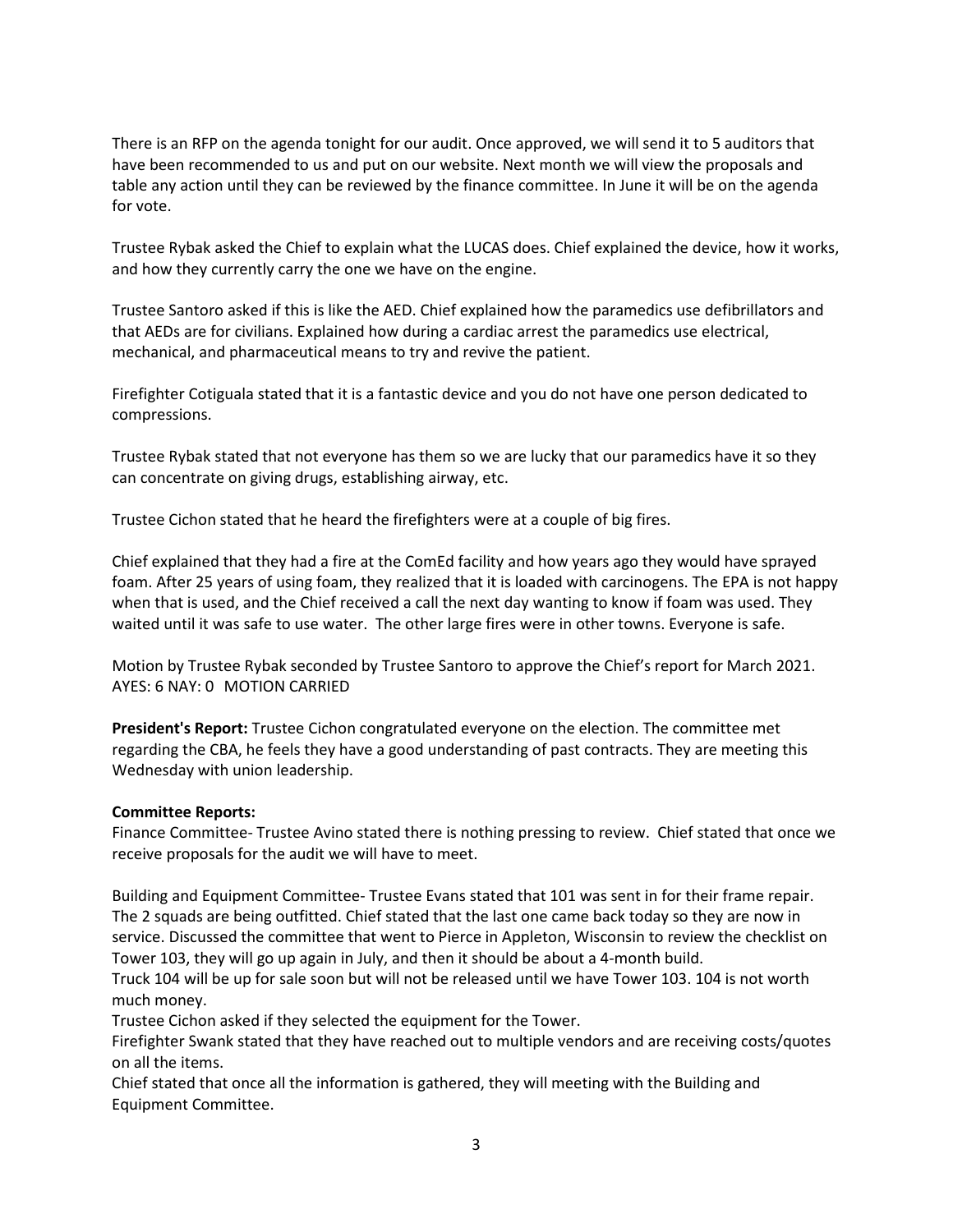There is an RFP on the agenda tonight for our audit. Once approved, we will send it to 5 auditors that have been recommended to us and put on our website. Next month we will view the proposals and table any action until they can be reviewed by the finance committee. In June it will be on the agenda for vote.

Trustee Rybak asked the Chief to explain what the LUCAS does. Chief explained the device, how it works, and how they currently carry the one we have on the engine.

Trustee Santoro asked if this is like the AED. Chief explained how the paramedics use defibrillators and that AEDs are for civilians. Explained how during a cardiac arrest the paramedics use electrical, mechanical, and pharmaceutical means to try and revive the patient.

Firefighter Cotiguala stated that it is a fantastic device and you do not have one person dedicated to compressions.

Trustee Rybak stated that not everyone has them so we are lucky that our paramedics have it so they can concentrate on giving drugs, establishing airway, etc.

Trustee Cichon stated that he heard the firefighters were at a couple of big fires.

Chief explained that they had a fire at the ComEd facility and how years ago they would have sprayed foam. After 25 years of using foam, they realized that it is loaded with carcinogens. The EPA is not happy when that is used, and the Chief received a call the next day wanting to know if foam was used. They waited until it was safe to use water. The other large fires were in other towns. Everyone is safe.

Motion by Trustee Rybak seconded by Trustee Santoro to approve the Chief's report for March 2021.
AYES: 6 NAY: 0 MOTION CARRIED

**President's Report:** Trustee Cichon congratulated everyone on the election. The committee met regarding the CBA, he feels they have a good understanding of past contracts. They are meeting this Wednesday with union leadership.

**Committee Reports:**

Finance Committee- Trustee Avino stated there is nothing pressing to review. Chief stated that once we receive proposals for the audit we will have to meet.

Building and Equipment Committee- Trustee Evans stated that 101 was sent in for their frame repair. The 2 squads are being outfitted. Chief stated that the last one came back today so they are now in service. Discussed the committee that went to Pierce in Appleton, Wisconsin to review the checklist on Tower 103, they will go up again in July, and then it should be about a 4-month build.
Truck 104 will be up for sale soon but will not be released until we have Tower 103. 104 is not worth much money.
Trustee Cichon asked if they selected the equipment for the Tower.
Firefighter Swank stated that they have reached out to multiple vendors and are receiving costs/quotes on all the items.
Chief stated that once all the information is gathered, they will meeting with the Building and Equipment Committee.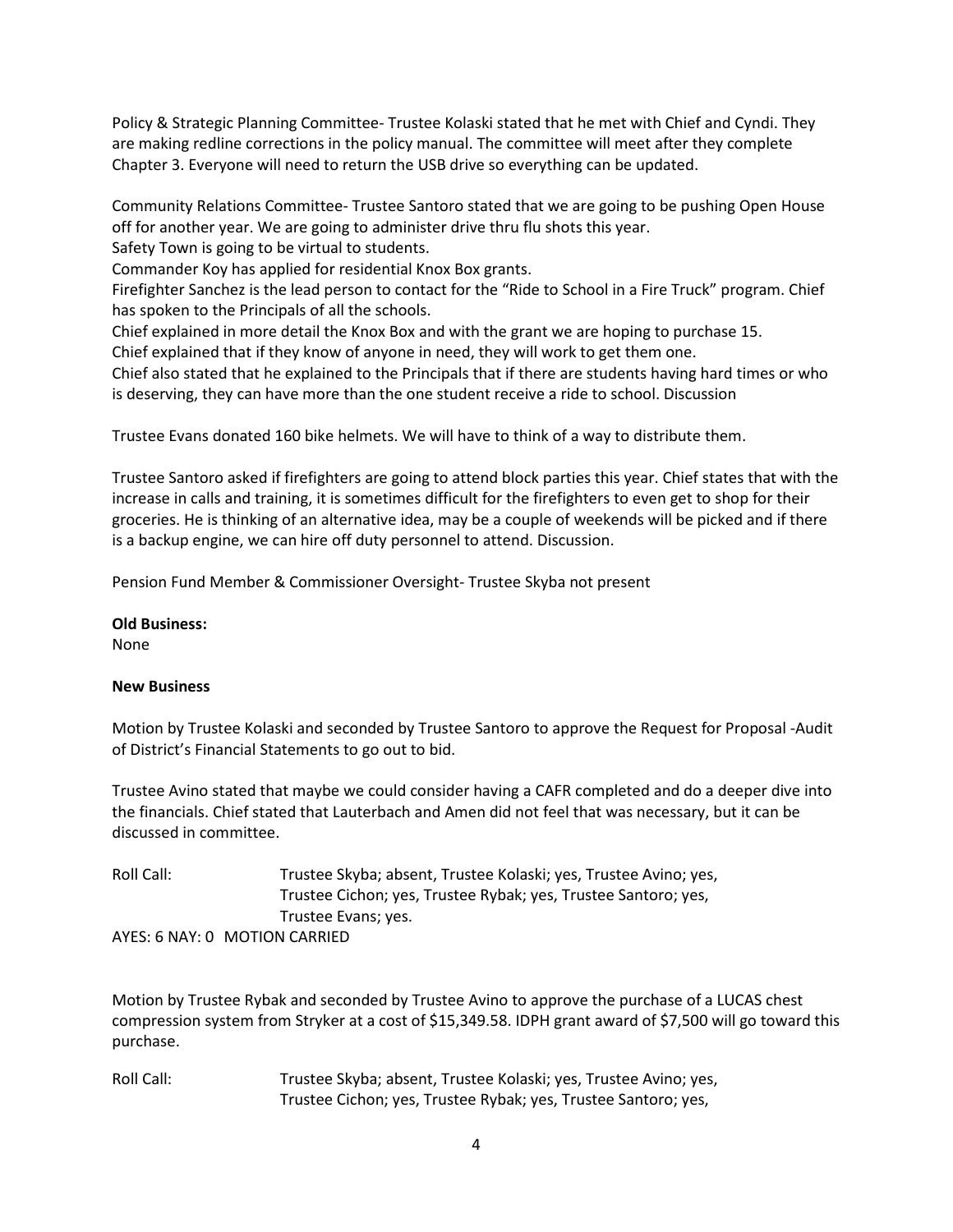Policy & Strategic Planning Committee- Trustee Kolaski stated that he met with Chief and Cyndi. They are making redline corrections in the policy manual. The committee will meet after they complete Chapter 3. Everyone will need to return the USB drive so everything can be updated.

Community Relations Committee- Trustee Santoro stated that we are going to be pushing Open House off for another year. We are going to administer drive thru flu shots this year.
Safety Town is going to be virtual to students.
Commander Koy has applied for residential Knox Box grants.
Firefighter Sanchez is the lead person to contact for the "Ride to School in a Fire Truck" program. Chief has spoken to the Principals of all the schools.
Chief explained in more detail the Knox Box and with the grant we are hoping to purchase 15.
Chief explained that if they know of anyone in need, they will work to get them one.
Chief also stated that he explained to the Principals that if there are students having hard times or who is deserving, they can have more than the one student receive a ride to school. Discussion

Trustee Evans donated 160 bike helmets. We will have to think of a way to distribute them.

Trustee Santoro asked if firefighters are going to attend block parties this year. Chief states that with the increase in calls and training, it is sometimes difficult for the firefighters to even get to shop for their groceries. He is thinking of an alternative idea, may be a couple of weekends will be picked and if there is a backup engine, we can hire off duty personnel to attend. Discussion.

Pension Fund Member & Commissioner Oversight- Trustee Skyba not present

**Old Business:**
None

**New Business**

Motion by Trustee Kolaski and seconded by Trustee Santoro to approve the Request for Proposal -Audit of District's Financial Statements to go out to bid.

Trustee Avino stated that maybe we could consider having a CAFR completed and do a deeper dive into the financials. Chief stated that Lauterbach and Amen did not feel that was necessary, but it can be discussed in committee.

Roll Call: Trustee Skyba; absent, Trustee Kolaski; yes, Trustee Avino; yes, Trustee Cichon; yes, Trustee Rybak; yes, Trustee Santoro; yes, Trustee Evans; yes.

AYES: 6 NAY: 0 MOTION CARRIED

Motion by Trustee Rybak and seconded by Trustee Avino to approve the purchase of a LUCAS chest compression system from Stryker at a cost of $15,349.58. IDPH grant award of $7,500 will go toward this purchase.

Roll Call: Trustee Skyba; absent, Trustee Kolaski; yes, Trustee Avino; yes, Trustee Cichon; yes, Trustee Rybak; yes, Trustee Santoro; yes,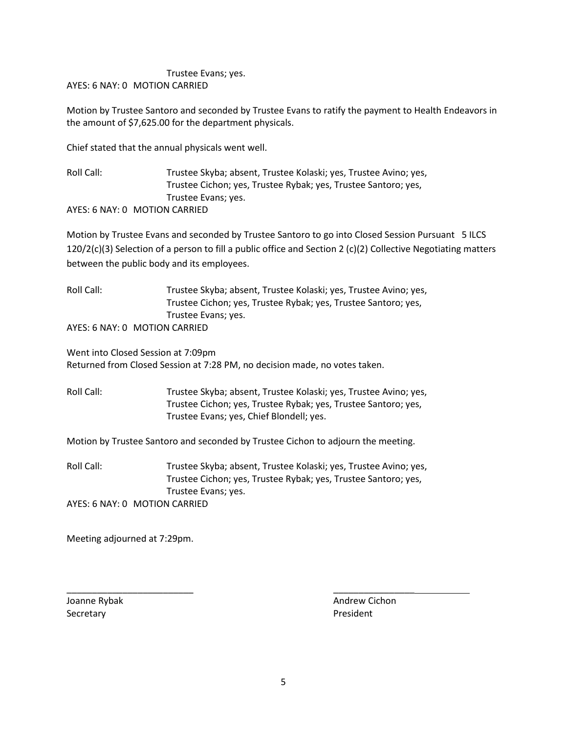Trustee Evans; yes.
AYES: 6 NAY: 0 MOTION CARRIED

Motion by Trustee Santoro and seconded by Trustee Evans to ratify the payment to Health Endeavors in the amount of $7,625.00 for the department physicals.

Chief stated that the annual physicals went well.

Roll Call: Trustee Skyba; absent, Trustee Kolaski; yes, Trustee Avino; yes, Trustee Cichon; yes, Trustee Rybak; yes, Trustee Santoro; yes, Trustee Evans; yes.
AYES: 6 NAY: 0 MOTION CARRIED

Motion by Trustee Evans and seconded by Trustee Santoro to go into Closed Session Pursuant 5 ILCS 120/2(c)(3) Selection of a person to fill a public office and Section 2 (c)(2) Collective Negotiating matters between the public body and its employees.

Roll Call: Trustee Skyba; absent, Trustee Kolaski; yes, Trustee Avino; yes, Trustee Cichon; yes, Trustee Rybak; yes, Trustee Santoro; yes, Trustee Evans; yes.
AYES: 6 NAY: 0 MOTION CARRIED

Went into Closed Session at 7:09pm
Returned from Closed Session at 7:28 PM, no decision made, no votes taken.

Roll Call: Trustee Skyba; absent, Trustee Kolaski; yes, Trustee Avino; yes, Trustee Cichon; yes, Trustee Rybak; yes, Trustee Santoro; yes, Trustee Evans; yes, Chief Blondell; yes.

Motion by Trustee Santoro and seconded by Trustee Cichon to adjourn the meeting.

Roll Call: Trustee Skyba; absent, Trustee Kolaski; yes, Trustee Avino; yes, Trustee Cichon; yes, Trustee Rybak; yes, Trustee Santoro; yes, Trustee Evans; yes.
AYES: 6 NAY: 0 MOTION CARRIED

Meeting adjourned at 7:29pm.

\_\_\_\_\_\_\_\_\_\_\_\_\_\_\_\_\_\_\_\_\_\_\_\_\_\_
Joanne Rybak
Secretary

\_\_\_\_\_\_\_\_\_\_\_\_\_\_\_\_\_\_\_\_\_\_\_\_\_\_
Andrew Cichon
President